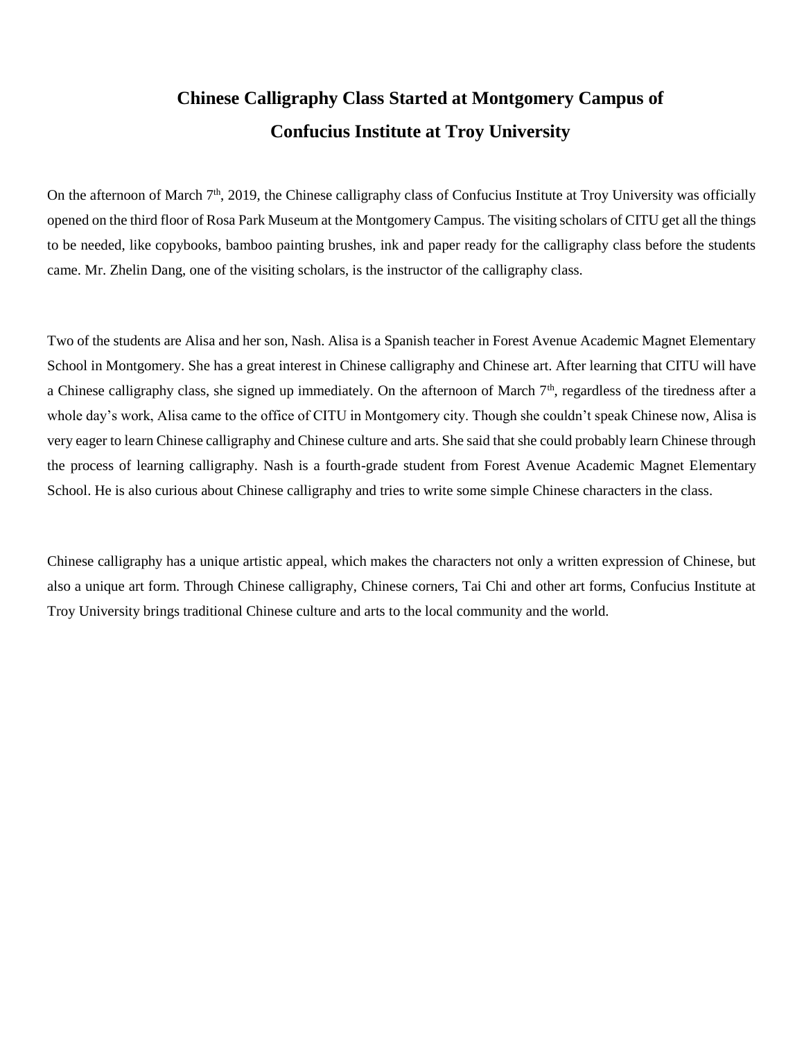# Chinese Calligraphy Class Started at Montgomery Campus of Confucius Institute at Troy University

On the afternoon of March 7th, 2019, the Chinese calligraphy class of Confucius Institute at Troy University was officially opened on the third floor of Rosa Park Museum at the Montgomery Campus. The visiting scholars of CITU get all the things to be needed, like copybooks, bamboo painting brushes, ink and paper ready for the calligraphy class before the students came. Mr. Zhelin Dang, one of the visiting scholars, is the instructor of the calligraphy class.

Two of the students are Alisa and her son, Nash. Alisa is a Spanish teacher in Forest Avenue Academic Magnet Elementary School in Montgomery. She has a great interest in Chinese calligraphy and Chinese art. After learning that CITU will have a Chinese calligraphy class, she signed up immediately. On the afternoon of March 7th, regardless of the tiredness after a whole day's work, Alisa came to the office of CITU in Montgomery city. Though she couldn't speak Chinese now, Alisa is very eager to learn Chinese calligraphy and Chinese culture and arts. She said that she could probably learn Chinese through the process of learning calligraphy. Nash is a fourth-grade student from Forest Avenue Academic Magnet Elementary School. He is also curious about Chinese calligraphy and tries to write some simple Chinese characters in the class.

Chinese calligraphy has a unique artistic appeal, which makes the characters not only a written expression of Chinese, but also a unique art form. Through Chinese calligraphy, Chinese corners, Tai Chi and other art forms, Confucius Institute at Troy University brings traditional Chinese culture and arts to the local community and the world.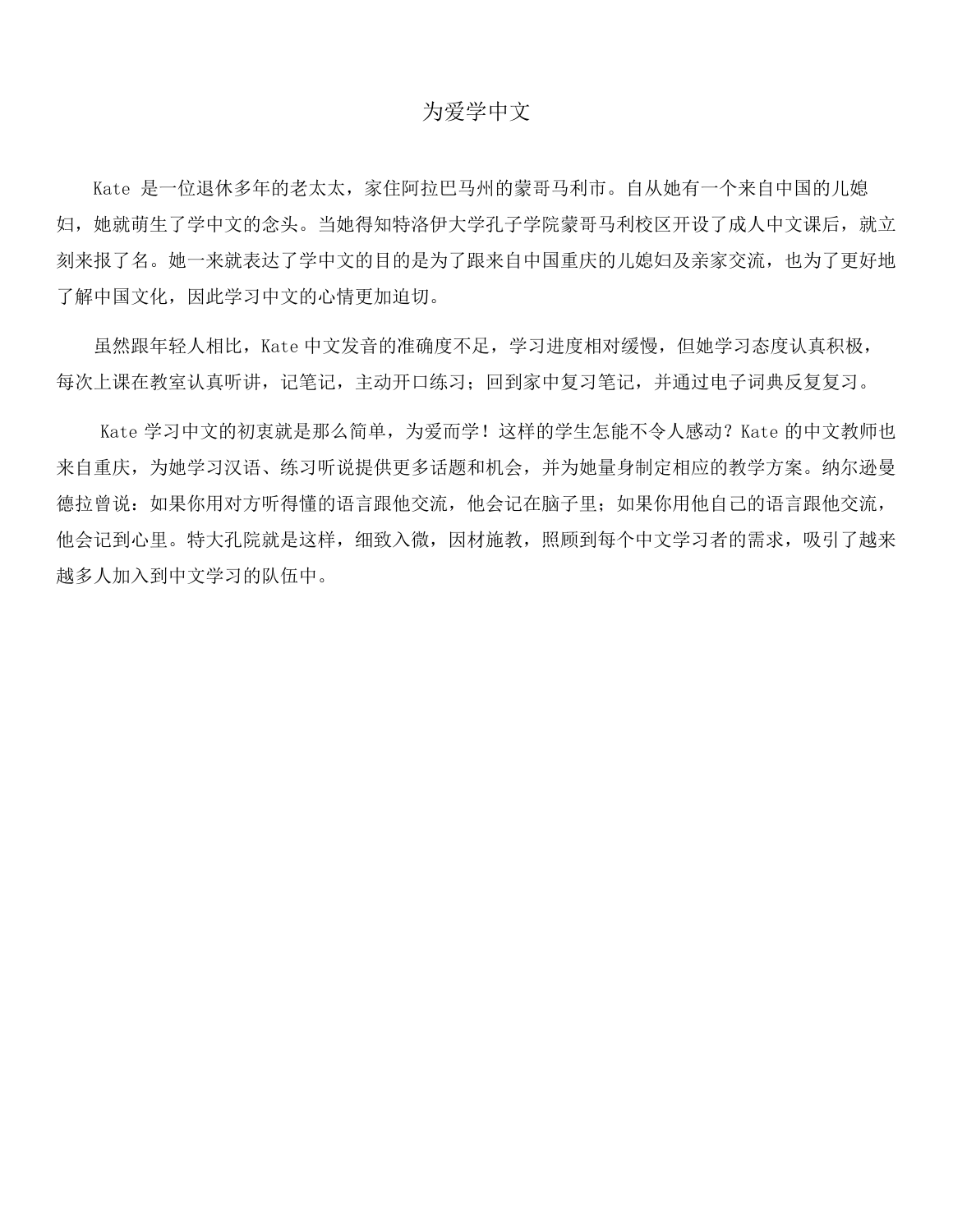# 为爱学中文

Kate 是一位退休多年的老太太，家住阿拉巴马州的蒙哥马利市。自从她有一个来自中国的儿媳妇，她就萌生了学中文的念头。当她得知特洛伊大学孔子学院蒙哥马利校区开设了成人中文课后，就立刻来报了名。她一来就表达了学中文的目的是为了跟来自中国重庆的儿媳妇及亲家交流，也为了更好地了解中国文化，因此学习中文的心情更加迫切。

虽然跟年轻人相比，Kate 中文发音的准确度不足，学习进度相对缓慢，但她学习态度认真积极，每次上课在教室认真听讲，记笔记，主动开口练习；回到家中复习笔记，并通过电子词典反复复习。

Kate 学习中文的初衷就是那么简单，为爱而学！这样的学生怎能不令人感动？Kate 的中文教师也来自重庆，为她学习汉语、练习听说提供更多话题和机会，并为她量身制定相应的教学方案。纳尔逊曼德拉曾说：如果你用对方听得懂的语言跟他交流，他会记在脑子里；如果你用他自己的语言跟他交流，他会记到心里。特大孔院就是这样，细致入微，因材施教，照顾到每个中文学习者的需求，吸引了越来越多人加入到中文学习的队伍中。